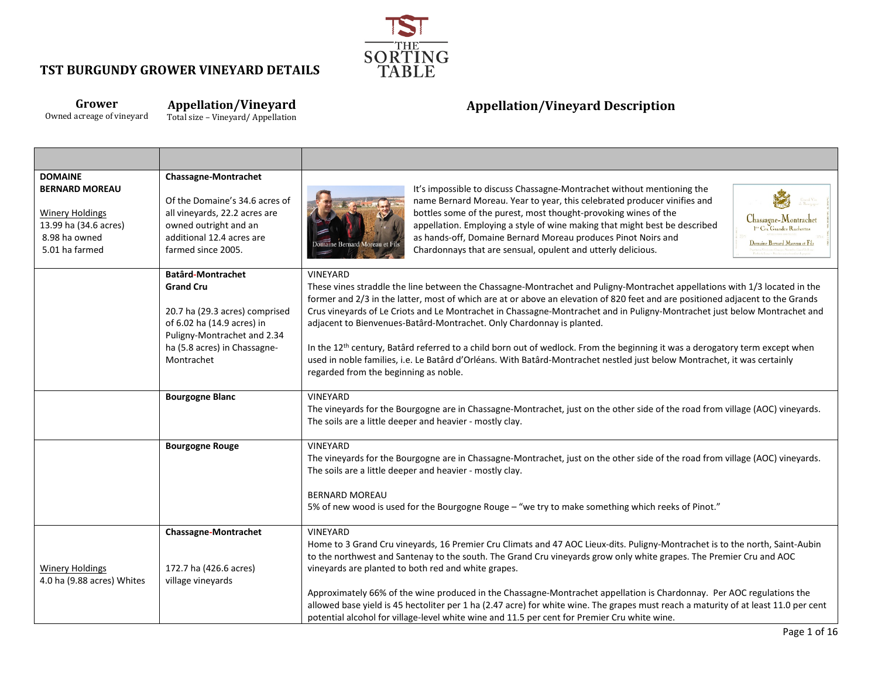# TST BURGUNDY GROWER VIRNEYARD DETAILS

| **Grower**<br>Owned acreage of vineyard | **Appellation/Vineyard**<br>Total size – Vineyard/ Appellation | **Appellation/Vineyard Description** |
|---|---|---|
| **DOMAINE BERNARD MOREAU**<br><br>Winery Holdings<br>13.99 ha (34.6 acres)<br>8.98 ha owned<br>5.01 ha farmed | **Chassagne-Montrachet**<br><br>Of the Domaine's 34.6 acres of all vineyards, 22.2 acres are owned outright and an additional 12.4 acres are farmed since 2005. | It's impossible to discuss Chassagne-Montrachet without mentioning the name Bernard Moreau. Year to year, this celebrated producer vinifies and bottles some of the purest, most thought-provoking wines of the appellation. Employing a style of wine making that might best be described as hands-off, Domaine Bernard Moreau produces Pinot Noirs and Chardonnays that are sensual, opulent and utterly delicious. |
| | **Batârd-Montrachet Grand Cru**<br><br>20.7 ha (29.3 acres) comprised of 6.02 ha (14.9 acres) in Puligny-Montrachet and 2.34 ha (5.8 acres) in Chassagne-Montrachet | VINEYARD<br>These vines straddle the line between the Chassagne-Montrachet and Puligny-Montrachet appellations with 1/3 located in the former and 2/3 in the latter, most of which are at or above an elevation of 820 feet and are positioned adjacent to the Grands Crus vineyards of Le Criots and Le Montrachet in Chassagne-Montrachet and in Puligny-Montrachet just below Montrachet and adjacent to Bienvenues-Batârd-Montrachet. Only Chardonnay is planted.<br><br>In the 12th century, Batârd referred to a child born out of wedlock. From the beginning it was a derogatory term except when used in noble families, i.e. Le Batârd d'Orléans. With Batârd-Montrachet nestled just below Montrachet, it was certainly regarded from the beginning as noble. |
| | **Bourgogne Blanc** | VINEYARD<br>The vineyards for the Bourgogne are in Chassagne-Montrachet, just on the other side of the road from village (AOC) vineyards. The soils are a little deeper and heavier - mostly clay. |
| | **Bourgogne Rouge** | VINEYARD<br>The vineyards for the Bourgogne are in Chassagne-Montrachet, just on the other side of the road from village (AOC) vineyards. The soils are a little deeper and heavier - mostly clay.<br><br>BERNARD MOREAU<br>5% of new wood is used for the Bourgogne Rouge – "we try to make something which reeks of Pinot." |
| Winery Holdings<br>4.0 ha (9.88 acres) Whites | **Chassagne-Montrachet**<br><br>172.7 ha (426.6 acres) village vineyards | VINEYARD<br>Home to 3 Grand Cru vineyards, 16 Premier Cru Climats and 47 AOC Lieux-dits. Puligny-Montrachet is to the north, Saint-Aubin to the northwest and Santenay to the south. The Grand Cru vineyards grow only white grapes. The Premier Cru and AOC vineyards are planted to both red and white grapes.<br><br>Approximately 66% of the wine produced in the Chassagne-Montrachet appellation is Chardonnay. Per AOC regulations the allowed base yield is 45 hectoliter per 1 ha (2.47 acre) for white wine. The grapes must reach a maturity of at least 11.0 per cent potential alcohol for village-level white wine and 11.5 per cent for Premier Cru white wine. |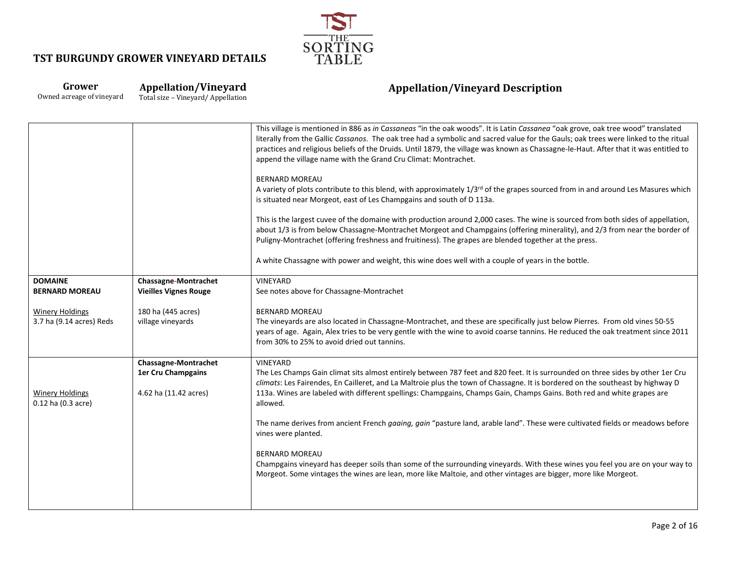# TST BURGUNDY GROWER VINEYARD DETAILS

| **Grower**<br>Owned acreage of vineyard | **Appellation/Vineyard**<br>Total size – Vineyard/ Appellation | **Appellation/Vineyard Description** |
|---|---|---|
| | | This village is mentioned in 886 as *in Cassaneas* "in the oak woods". It is Latin *Cassanea* "oak grove, oak tree wood" translated literally from the Gallic *Cassanos*. The oak tree had a symbolic and sacred value for the Gauls; oak trees were linked to the ritual practices and religious beliefs of the Druids. Until 1879, the village was known as Chassagne-le-Haut. After that it was entitled to append the village name with the Grand Cru Climat: Montrachet.<br><br>BERNARD MOREAU<br>A variety of plots contribute to this blend, with approximately 1/3[rd] of the grapes sourced from in and around Les Masures which is situated near Morgeot, east of Les Champgains and south of D 113a.<br><br>This is the largest cuvee of the domaine with production around 2,000 cases. The wine is sourced from both sides of appellation, about 1/3 is from below Chassagne-Montrachet Morgeot and Champgains (offering minerality), and 2/3 from near the border of Puligny-Montrachet (offering freshness and fruitiness). The grapes are blended together at the press.<br><br>A white Chassagne with power and weight, this wine does well with a couple of years in the bottle. |
| **DOMAINE BERNARD MOREAU**<br><br>Winery Holdings<br>3.7 ha (9.14 acres) Reds | **Chassagne-Montrachet Vieilles Vignes Rouge**<br><br>180 ha (445 acres)<br>village vineyards | VINEYARD<br>See notes above for Chassagne-Montrachet<br><br>BERNARD MOREAU<br>The vineyards are also located in Chassagne-Montrachet, and these are specifically just below Pierres. From old vines 50-55 years of age. Again, Alex tries to be very gentle with the wine to avoid coarse tannins. He reduced the oak treatment since 2011 from 30% to 25% to avoid dried out tannins. |
| Winery Holdings<br>0.12 ha (0.3 acre) | **Chassagne-Montrachet 1er Cru Champgains**<br><br>4.62 ha (11.42 acres) | VINEYARD<br>The Les Champs Gain climat sits almost entirely between 787 feet and 820 feet. It is surrounded on three sides by other 1er Cru *climats*: Les Fairendes, En Cailleret, and La Maltroie plus the town of Chassagne. It is bordered on the southeast by highway D 113a. Wines are labeled with different spellings: Champgains, Champs Gain, Champs Gains. Both red and white grapes are allowed.<br><br>The name derives from ancient French *gaaing, gain* "pasture land, arable land". These were cultivated fields or meadows before vines were planted.<br><br>BERNARD MOREAU<br>Champgains vineyard has deeper soils than some of the surrounding vineyards. With these wines you feel you are on your way to Morgeot. Some vintages the wines are lean, more like Maltoie, and other vintages are bigger, more like Morgeot. |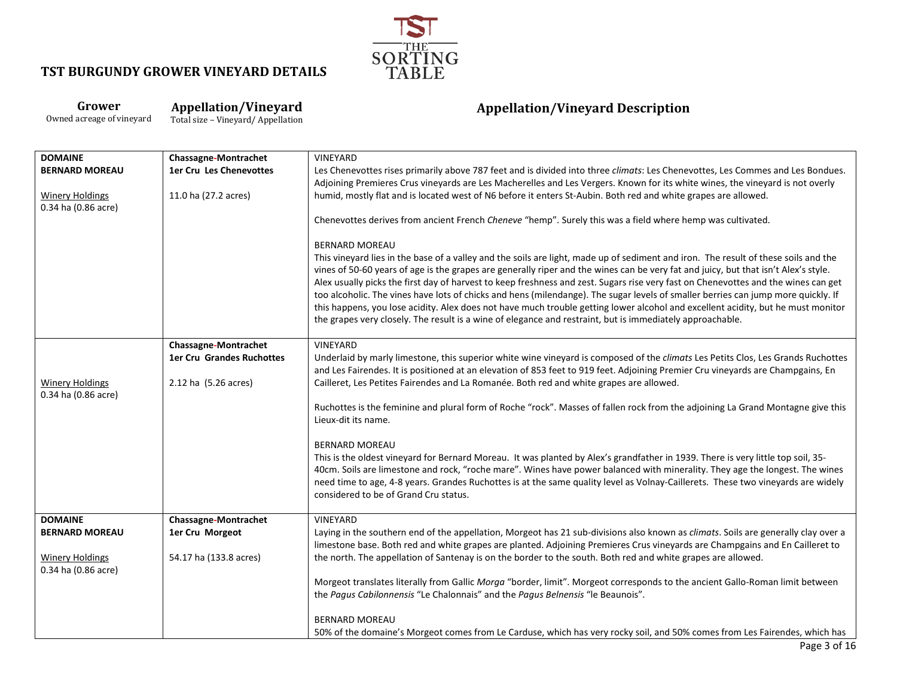# TST BURGUNDY GROWER VINEYARD DETAILS

| **Grower**<br>Owned acreage of vineyard | **Appellation/Vineyard**<br>Total size – Vineyard/ Appellation | **Appellation/Vineyard Description** |
|---|---|---|
| **DOMAINE BERNARD MOREAU**<br><br>Winery Holdings<br>0.34 ha (0.86 acre) | **Chassagne-Montrachet**<br>**1er Cru Les Chenevottes**<br><br>11.0 ha (27.2 acres) | VINEYARD<br>Les Chenevottes rises primarily above 787 feet and is divided into three *climats*: Les Chenevottes, Les Commes and Les Bondues. Adjoining Premieres Crus vineyards are Les Macherelles and Les Vergers. Known for its white wines, the vineyard is not overly humid, mostly flat and is located west of N6 before it enters St-Aubin. Both red and white grapes are allowed.<br><br>Chenevottes derives from ancient French *Cheneve* "hemp". Surely this was a field where hemp was cultivated.<br><br>BERNARD MOREAU<br>This vineyard lies in the base of a valley and the soils are light, made up of sediment and iron. The result of these soils and the vines of 50-60 years of age is the grapes are generally riper and the wines can be very fat and juicy, but that isn't Alex's style. Alex usually picks the first day of harvest to keep freshness and zest. Sugars rise very fast on Chenevottes and the wines can get too alcoholic. The vines have lots of chicks and hens (milendange). The sugar levels of smaller berries can jump more quickly. If this happens, you lose acidity. Alex does not have much trouble getting lower alcohol and excellent acidity, but he must monitor the grapes very closely. The result is a wine of elegance and restraint, but is immediately approachable. |
| Winery Holdings<br>0.34 ha (0.86 acre) | **Chassagne-Montrachet**<br>**1er Cru Grandes Ruchottes**<br><br>2.12 ha (5.26 acres) | VINEYARD<br>Underlaid by marly limestone, this superior white wine vineyard is composed of the *climats* Les Petits Clos, Les Grands Ruchottes and Les Fairendes. It is positioned at an elevation of 853 feet to 919 feet. Adjoining Premier Cru vineyards are Champgains, En Cailleret, Les Petites Fairendes and La Romanée. Both red and white grapes are allowed.<br><br>Ruchottes is the feminine and plural form of Roche "rock". Masses of fallen rock from the adjoining La Grand Montagne give this Lieux-dit its name.<br><br>BERNARD MOREAU<br>This is the oldest vineyard for Bernard Moreau. It was planted by Alex's grandfather in 1939. There is very little top soil, 35-40cm. Soils are limestone and rock, "roche mare". Wines have power balanced with minerality. They age the longest. The wines need time to age, 4-8 years. Grandes Ruchottes is at the same quality level as Volnay-Caillerets. These two vineyards are widely considered to be of Grand Cru status. |
| **DOMAINE BERNARD MOREAU**<br><br>Winery Holdings<br>0.34 ha (0.86 acre) | **Chassagne-Montrachet**<br>**1er Cru Morgeot**<br><br>54.17 ha (133.8 acres) | VINEYARD<br>Laying in the southern end of the appellation, Morgeot has 21 sub-divisions also known as *climats*. Soils are generally clay over a limestone base. Both red and white grapes are planted. Adjoining Premieres Crus vineyards are Champgains and En Cailleret to the north. The appellation of Santenay is on the border to the south. Both red and white grapes are allowed.<br><br>Morgeot translates literally from Gallic *Morga* "border, limit". Morgeot corresponds to the ancient Gallo-Roman limit between the *Pagus Cabilonnensis* "Le Chalonnais" and the *Pagus Belnensis* "le Beaunois".<br><br>BERNARD MOREAU<br>50% of the domaine's Morgeot comes from Le Carduse, which has very rocky soil, and 50% comes from Les Fairendes, which has |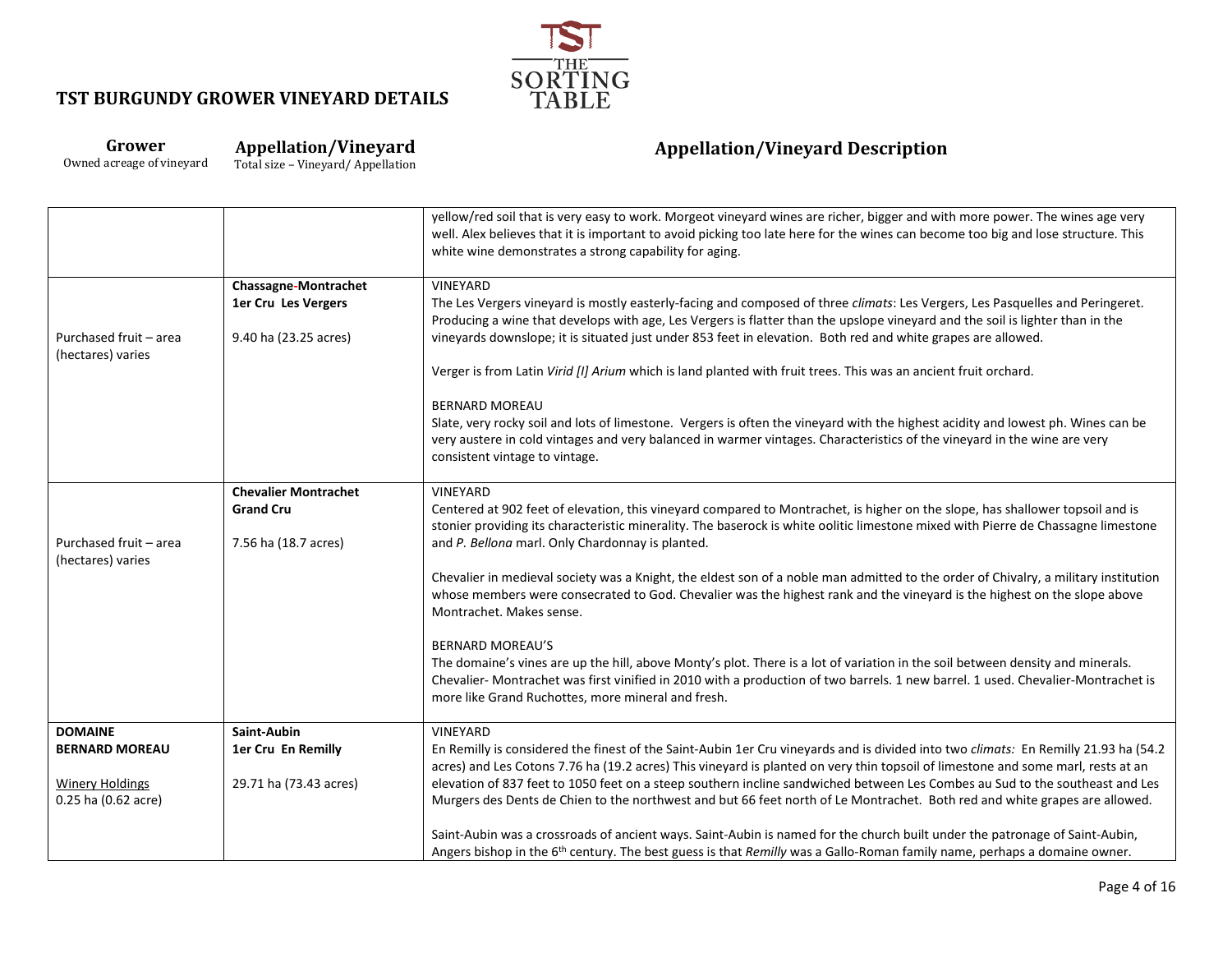# TST BURGUNDY GROWER VINEYARD DETAILS

| Grower<br>Owned acreage of vineyard | Appellation/Vineyard<br>Total size – Vineyard/ Appellation | Appellation/Vineyard Description |
|---|---|---|
| | | yellow/red soil that is very easy to work. Morgeot vineyard wines are richer, bigger and with more power. The wines age very well. Alex believes that it is important to avoid picking too late here for the wines can become too big and lose structure. This white wine demonstrates a strong capability for aging. |
| Purchased fruit – area (hectares) varies | **Chassagne-Montrachet**<br>**1er Cru Les Vergers**<br><br>9.40 ha (23.25 acres) | VINEYARD<br>The Les Vergers vineyard is mostly easterly-facing and composed of three *climats*: Les Vergers, Les Pasquelles and Peringeret. Producing a wine that develops with age, Les Vergers is flatter than the upslope vineyard and the soil is lighter than in the vineyards downslope; it is situated just under 853 feet in elevation. Both red and white grapes are allowed.<br><br>Verger is from Latin *Virid [I] Arium* which is land planted with fruit trees. This was an ancient fruit orchard.<br><br>BERNARD MOREAU<br>Slate, very rocky soil and lots of limestone. Vergers is often the vineyard with the highest acidity and lowest ph. Wines can be very austere in cold vintages and very balanced in warmer vintages. Characteristics of the vineyard in the wine are very consistent vintage to vintage. |
| Purchased fruit – area (hectares) varies | **Chevalier Montrachet**<br>**Grand Cru**<br><br>7.56 ha (18.7 acres) | VINEYARD<br>Centered at 902 feet of elevation, this vineyard compared to Montrachet, is higher on the slope, has shallower topsoil and is stonier providing its characteristic minerality. The baserock is white oolitic limestone mixed with Pierre de Chassagne limestone and *P. Bellona* marl. Only Chardonnay is planted.<br><br>Chevalier in medieval society was a Knight, the eldest son of a noble man admitted to the order of Chivalry, a military institution whose members were consecrated to God. Chevalier was the highest rank and the vineyard is the highest on the slope above Montrachet. Makes sense.<br><br>BERNARD MOREAU'S<br>The domaine's vines are up the hill, above Monty's plot. There is a lot of variation in the soil between density and minerals. Chevalier- Montrachet was first vinified in 2010 with a production of two barrels. 1 new barrel. 1 used. Chevalier-Montrachet is more like Grand Ruchottes, more mineral and fresh. |
| **DOMAINE**<br>**BERNARD MOREAU**<br><br>Winery Holdings<br>0.25 ha (0.62 acre) | **Saint-Aubin**<br>**1er Cru En Remilly**<br><br>29.71 ha (73.43 acres) | VINEYARD<br>En Remilly is considered the finest of the Saint-Aubin 1er Cru vineyards and is divided into two *climats:* En Remilly 21.93 ha (54.2 acres) and Les Cotons 7.76 ha (19.2 acres) This vineyard is planted on very thin topsoil of limestone and some marl, rests at an elevation of 837 feet to 1050 feet on a steep southern incline sandwiched between Les Combes au Sud to the southeast and Les Murgers des Dents de Chien to the northwest and but 66 feet north of Le Montrachet. Both red and white grapes are allowed.<br><br>Saint-Aubin was a crossroads of ancient ways. Saint-Aubin is named for the church built under the patronage of Saint-Aubin, Angers bishop in the 6th century. The best guess is that *Remilly* was a Gallo-Roman family name, perhaps a domaine owner. |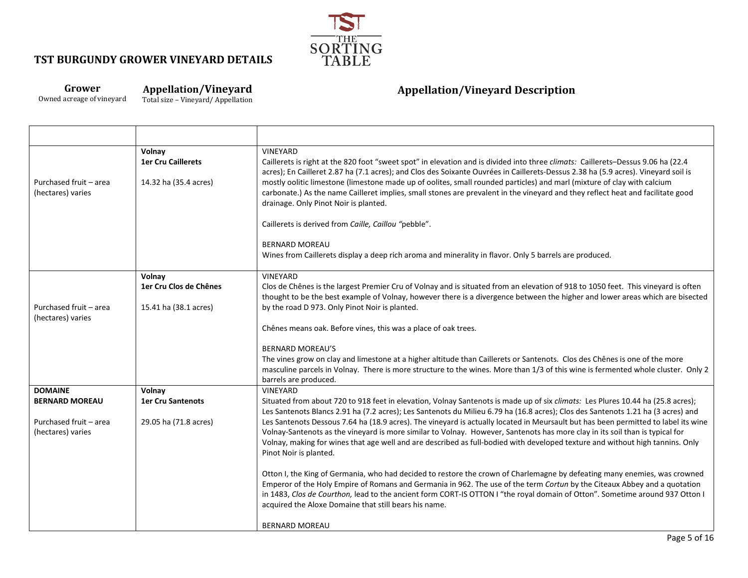# TST BURGUNDY GROWER VINEYARD DETAILS

| **Grower**<br>Owned acreage of vineyard | **Appellation/Vineyard**<br>Total size – Vineyard/ Appellation | **Appellation/Vineyard Description** |
|---|---|---|
| | | |
| Purchased fruit – area (hectares) varies | **Volnay**<br>**1er Cru Caillerets**<br><br>14.32 ha (35.4 acres) | VINEYARD<br>Caillerets is right at the 820 foot "sweet spot" in elevation and is divided into three *climats:* Caillerets–Dessus 9.06 ha (22.4 acres); En Cailleret 2.87 ha (7.1 acres); and Clos des Soixante Ouvrées in Caillerets-Dessus 2.38 ha (5.9 acres). Vineyard soil is mostly oolitic limestone (limestone made up of oolites, small rounded particles) and marl (mixture of clay with calcium carbonate.) As the name Cailleret implies, small stones are prevalent in the vineyard and they reflect heat and facilitate good drainage. Only Pinot Noir is planted.<br><br>Caillerets is derived from *Caille, Caillou "*pebble".<br><br>BERNARD MOREAU<br>Wines from Caillerets display a deep rich aroma and minerality in flavor. Only 5 barrels are produced. |
| Purchased fruit – area (hectares) varies | **Volnay**<br>**1er Cru Clos de Chênes**<br><br>15.41 ha (38.1 acres) | VINEYARD<br>Clos de Chênes is the largest Premier Cru of Volnay and is situated from an elevation of 918 to 1050 feet. This vineyard is often thought to be the best example of Volnay, however there is a divergence between the higher and lower areas which are bisected by the road D 973. Only Pinot Noir is planted.<br><br>Chênes means oak. Before vines, this was a place of oak trees.<br><br>BERNARD MOREAU'S<br>The vines grow on clay and limestone at a higher altitude than Caillerets or Santenots. Clos des Chênes is one of the more masculine parcels in Volnay. There is more structure to the wines. More than 1/3 of this wine is fermented whole cluster. Only 2 barrels are produced. |
| **DOMAINE BERNARD MOREAU**<br><br>Purchased fruit – area (hectares) varies | **Volnay**<br>**1er Cru Santenots**<br><br>29.05 ha (71.8 acres) | VINEYARD<br>Situated from about 720 to 918 feet in elevation, Volnay Santenots is made up of six *climats:* Les Plures 10.44 ha (25.8 acres); Les Santenots Blancs 2.91 ha (7.2 acres); Les Santenots du Milieu 6.79 ha (16.8 acres); Clos des Santenots 1.21 ha (3 acres) and Les Santenots Dessous 7.64 ha (18.9 acres). The vineyard is actually located in Meursault but has been permitted to label its wine Volnay-Santenots as the vineyard is more similar to Volnay. However, Santenots has more clay in its soil than is typical for Volnay, making for wines that age well and are described as full-bodied with developed texture and without high tannins. Only Pinot Noir is planted.<br><br>Otton I, the King of Germania, who had decided to restore the crown of Charlemagne by defeating many enemies, was crowned Emperor of the Holy Empire of Romans and Germania in 962. The use of the term *Cortun* by the Citeaux Abbey and a quotation in 1483, *Clos de Courthon,* lead to the ancient form CORT-IS OTTON I "the royal domain of Otton". Sometime around 937 Otton I acquired the Aloxe Domaine that still bears his name.<br><br>BERNARD MOREAU |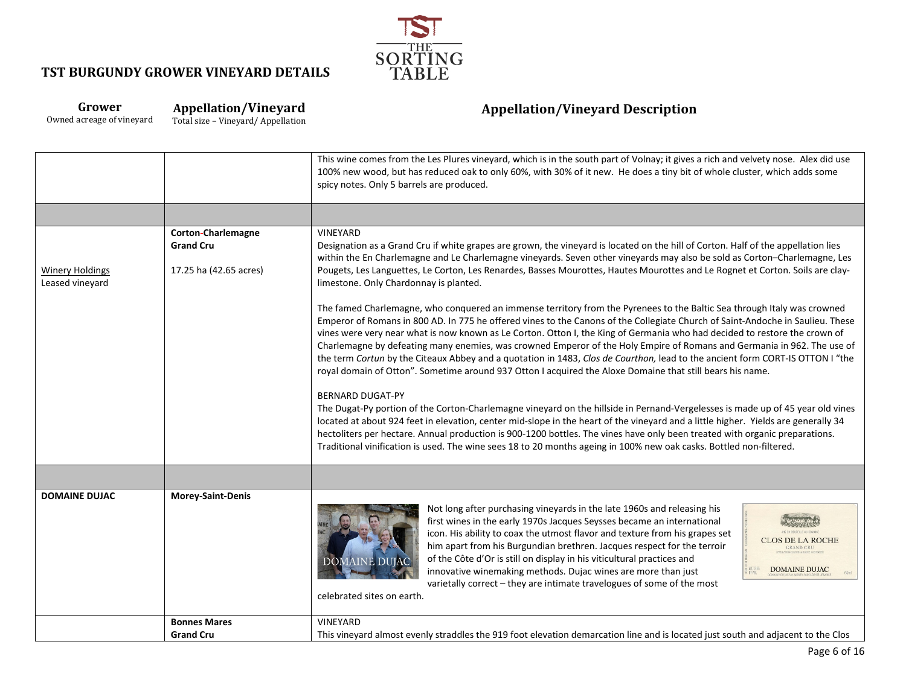# TST BURGUNDY GROWER VINEYARD DETAILS

| Grower<br>Owned acreage of vineyard | Appellation/Vineyard<br>Total size – Vineyard/ Appellation | Appellation/Vineyard Description |
|---|---|---|
| | | This wine comes from the Les Plures vineyard, which is in the south part of Volnay; it gives a rich and velvety nose. Alex did use 100% new wood, but has reduced oak to only 60%, with 30% of it new. He does a tiny bit of whole cluster, which adds some spicy notes. Only 5 barrels are produced. |
| | | |
| Winery Holdings<br>Leased vineyard | **Corton-Charlemagne Grand Cru**<br><br>17.25 ha (42.65 acres) | VINEYARD<br>Designation as a Grand Cru if white grapes are grown, the vineyard is located on the hill of Corton. Half of the appellation lies within the En Charlemagne and Le Charlemagne vineyards. Seven other vineyards may also be sold as Corton–Charlemagne, Les Pougets, Les Languettes, Le Corton, Les Renardes, Basses Mourottes, Hautes Mourottes and Le Rognet et Corton. Soils are clay-limestone. Only Chardonnay is planted.<br><br>The famed Charlemagne, who conquered an immense territory from the Pyrenees to the Baltic Sea through Italy was crowned Emperor of Romans in 800 AD. In 775 he offered vines to the Canons of the Collegiate Church of Saint-Andoche in Saulieu. These vines were very near what is now known as Le Corton. Otton I, the King of Germania who had decided to restore the crown of Charlemagne by defeating many enemies, was crowned Emperor of the Holy Empire of Romans and Germania in 962. The use of the term *Cortun* by the Citeaux Abbey and a quotation in 1483, *Clos de Courthon,* lead to the ancient form CORT-IS OTTON I "the royal domain of Otton". Sometime around 937 Otton I acquired the Aloxe Domaine that still bears his name.<br><br>BERNARD DUGAT-PY<br>The Dugat-Py portion of the Corton-Charlemagne vineyard on the hillside in Pernand-Vergelesses is made up of 45 year old vines located at about 924 feet in elevation, center mid-slope in the heart of the vineyard and a little higher. Yields are generally 34 hectoliters per hectare. Annual production is 900-1200 bottles. The vines have only been treated with organic preparations. Traditional vinification is used. The wine sees 18 to 20 months ageing in 100% new oak casks. Bottled non-filtered. |
| | | |
| **DOMAINE DUJAC** | **Morey-Saint-Denis** | Not long after purchasing vineyards in the late 1960s and releasing his first wines in the early 1970s Jacques Seysses became an international icon. His ability to coax the utmost flavor and texture from his grapes set him apart from his Burgundian brethren. Jacques respect for the terroir of the Côte d'Or is still on display in his viticultural practices and innovative winemaking methods. Dujac wines are more than just varietally correct – they are intimate travelogues of some of the most celebrated sites on earth. |
| | **Bonnes Mares Grand Cru** | VINEYARD<br>This vineyard almost evenly straddles the 919 foot elevation demarcation line and is located just south and adjacent to the Clos |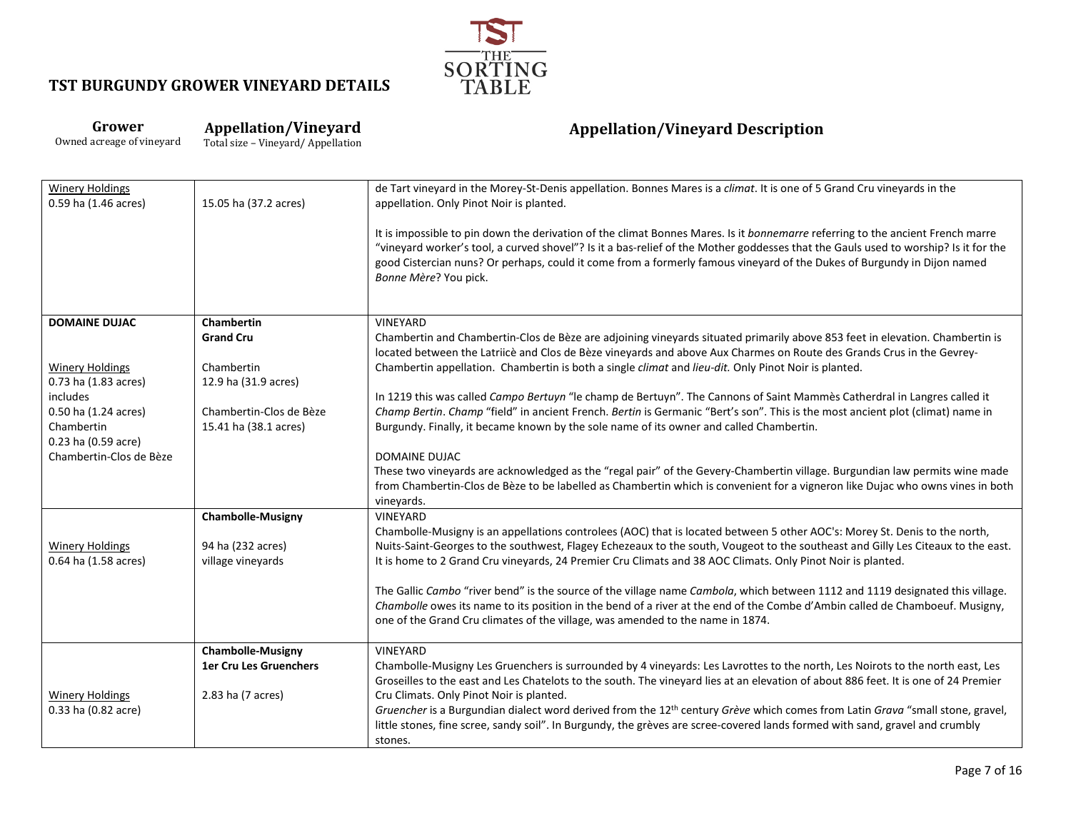# TST BURGUNDY GROWER VINEYARD DETAILS

| **Grower**<br>Owned acreage of vineyard | **Appellation/Vineyard**<br>Total size – Vineyard/ Appellation | **Appellation/Vineyard Description** |
|---|---|---|
| Winery Holdings<br>0.59 ha (1.46 acres) | 15.05 ha (37.2 acres) | de Tart vineyard in the Morey-St-Denis appellation. Bonnes Mares is a *climat*. It is one of 5 Grand Cru vineyards in the appellation. Only Pinot Noir is planted.<br><br>It is impossible to pin down the derivation of the climat Bonnes Mares. Is it *bonnemarre* referring to the ancient French marre "vineyard worker's tool, a curved shovel"? Is it a bas-relief of the Mother goddesses that the Gauls used to worship? Is it for the good Cistercian nuns? Or perhaps, could it come from a formerly famous vineyard of the Dukes of Burgundy in Dijon named *Bonne Mère*? You pick. |
| **DOMAINE DUJAC**<br><br>Winery Holdings<br>0.73 ha (1.83 acres)<br>includes<br>0.50 ha (1.24 acres)<br>Chambertin<br>0.23 ha (0.59 acre)<br>Chambertin-Clos de Bèze | **Chambertin**<br>**Grand Cru**<br><br>Chambertin<br>12.9 ha (31.9 acres)<br><br>Chambertin-Clos de Bèze<br>15.41 ha (38.1 acres) | VINEYARD<br>Chambertin and Chambertin-Clos de Bèze are adjoining vineyards situated primarily above 853 feet in elevation. Chambertin is located between the Latriicè and Clos de Bèze vineyards and above Aux Charmes on Route des Grands Crus in the Gevrey-Chambertin appellation. Chambertin is both a single *climat* and *lieu-dit.* Only Pinot Noir is planted.<br><br>In 1219 this was called *Campo Bertuyn* "le champ de Bertuyn". The Cannons of Saint Mammès Catherdral in Langres called it *Champ Bertin*. *Champ* "field" in ancient French. *Bertin* is Germanic "Bert's son". This is the most ancient plot (climat) name in Burgundy. Finally, it became known by the sole name of its owner and called Chambertin.<br><br>DOMAINE DUJAC<br>These two vineyards are acknowledged as the "regal pair" of the Gevery-Chambertin village. Burgundian law permits wine made from Chambertin-Clos de Bèze to be labelled as Chambertin which is convenient for a vigneron like Dujac who owns vines in both vineyards. |
| Winery Holdings<br>0.64 ha (1.58 acres) | **Chambolle-Musigny**<br><br>94 ha (232 acres)<br>village vineyards | VINEYARD<br>Chambolle-Musigny is an appellations controlees (AOC) that is located between 5 other AOC's: Morey St. Denis to the north, Nuits-Saint-Georges to the southwest, Flagey Echezeaux to the south, Vougeot to the southeast and Gilly Les Citeaux to the east. It is home to 2 Grand Cru vineyards, 24 Premier Cru Climats and 38 AOC Climats. Only Pinot Noir is planted.<br><br>The Gallic *Cambo* "river bend" is the source of the village name *Cambola*, which between 1112 and 1119 designated this village. *Chambolle* owes its name to its position in the bend of a river at the end of the Combe d'Ambin called de Chamboeuf. Musigny, one of the Grand Cru climates of the village, was amended to the name in 1874. |
| Winery Holdings<br>0.33 ha (0.82 acre) | **Chambolle-Musigny**<br>**1er Cru Les Gruenchers**<br><br>2.83 ha (7 acres) | VINEYARD<br>Chambolle-Musigny Les Gruenchers is surrounded by 4 vineyards: Les Lavrottes to the north, Les Noirots to the north east, Les Groseilles to the east and Les Chatelots to the south. The vineyard lies at an elevation of about 886 feet. It is one of 24 Premier Cru Climats. Only Pinot Noir is planted.<br>*Gruencher* is a Burgundian dialect word derived from the 12th century *Grève* which comes from Latin *Grava* "small stone, gravel, little stones, fine scree, sandy soil". In Burgundy, the grèves are scree-covered lands formed with sand, gravel and crumbly stones. |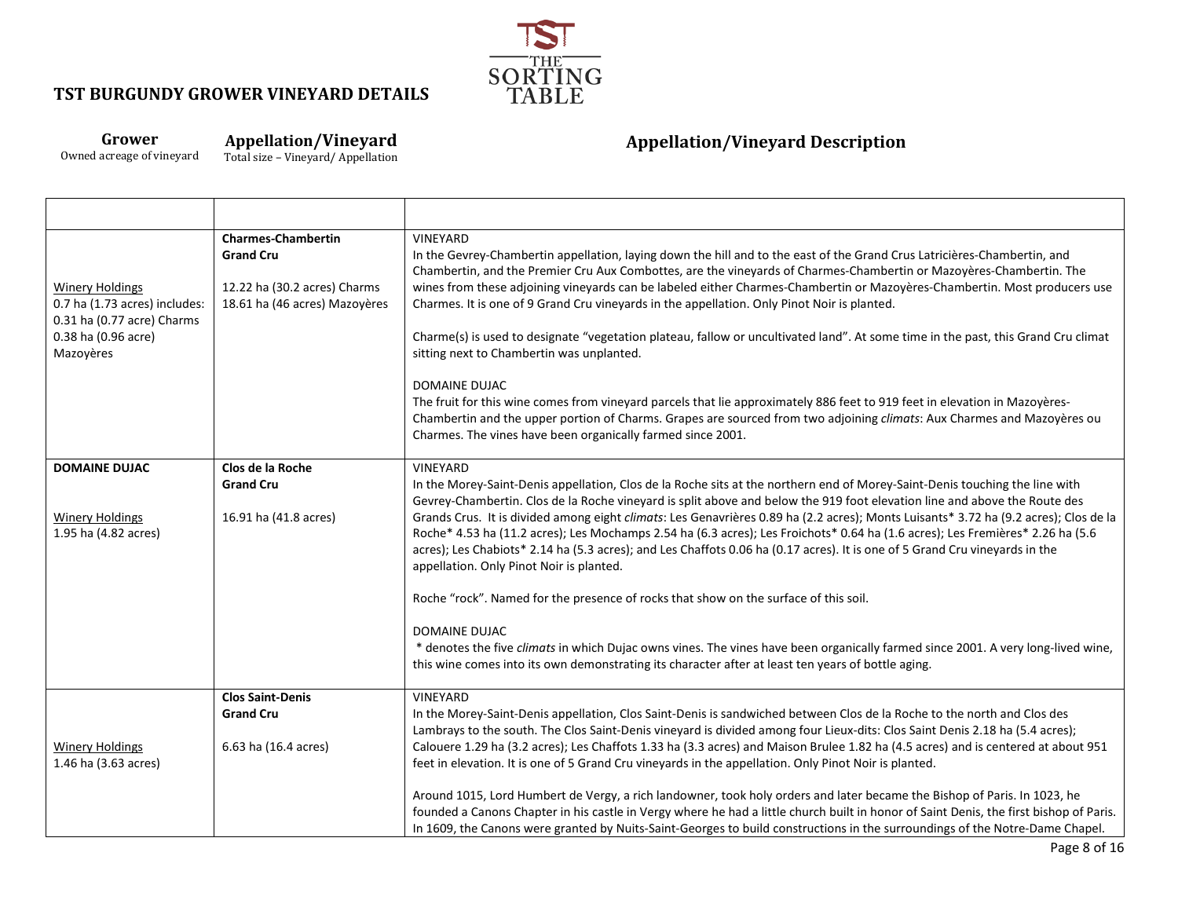## TST BURGUNDY GROWER VINEYARD DETAILS

| **Grower**<br>Owned acreage of vineyard | **Appellation/Vineyard**<br>Total size – Vineyard/ Appellation | **Appellation/Vineyard Description** |
|---|---|---|
| | | |
| Winery Holdings<br>0.7 ha (1.73 acres) includes:<br>0.31 ha (0.77 acre) Charms<br>0.38 ha (0.96 acre) Mazoyères | **Charmes-Chambertin**<br>**Grand Cru**<br><br>12.22 ha (30.2 acres) Charms<br>18.61 ha (46 acres) Mazoyères | VINEYARD<br>In the Gevrey-Chambertin appellation, laying down the hill and to the east of the Grand Crus Latricières-Chambertin, and Chambertin, and the Premier Cru Aux Combottes, are the vineyards of Charmes-Chambertin or Mazoyères-Chambertin. The wines from these adjoining vineyards can be labeled either Charmes-Chambertin or Mazoyères-Chambertin. Most producers use Charmes. It is one of 9 Grand Cru vineyards in the appellation. Only Pinot Noir is planted.<br><br>Charme(s) is used to designate "vegetation plateau, fallow or uncultivated land". At some time in the past, this Grand Cru climat sitting next to Chambertin was unplanted.<br><br>DOMAINE DUJAC<br>The fruit for this wine comes from vineyard parcels that lie approximately 886 feet to 919 feet in elevation in Mazoyères-Chambertin and the upper portion of Charms. Grapes are sourced from two adjoining *climats*: Aux Charmes and Mazoyères ou Charmes. The vines have been organically farmed since 2001. |
| **DOMAINE DUJAC**<br><br>Winery Holdings<br>1.95 ha (4.82 acres) | **Clos de la Roche**<br>**Grand Cru**<br><br>16.91 ha (41.8 acres) | VINEYARD<br>In the Morey-Saint-Denis appellation, Clos de la Roche sits at the northern end of Morey-Saint-Denis touching the line with Gevrey-Chambertin. Clos de la Roche vineyard is split above and below the 919 foot elevation line and above the Route des Grands Crus. It is divided among eight *climats*: Les Genavrières 0.89 ha (2.2 acres); Monts Luisants* 3.72 ha (9.2 acres); Clos de la Roche* 4.53 ha (11.2 acres); Les Mochamps 2.54 ha (6.3 acres); Les Froichots* 0.64 ha (1.6 acres); Les Fremières* 2.26 ha (5.6 acres); Les Chabiots* 2.14 ha (5.3 acres); and Les Chaffots 0.06 ha (0.17 acres). It is one of 5 Grand Cru vineyards in the appellation. Only Pinot Noir is planted.<br><br>Roche "rock". Named for the presence of rocks that show on the surface of this soil.<br><br>DOMAINE DUJAC<br>* denotes the five *climats* in which Dujac owns vines. The vines have been organically farmed since 2001. A very long-lived wine, this wine comes into its own demonstrating its character after at least ten years of bottle aging. |
| Winery Holdings<br>1.46 ha (3.63 acres) | **Clos Saint-Denis**<br>**Grand Cru**<br><br>6.63 ha (16.4 acres) | VINEYARD<br>In the Morey-Saint-Denis appellation, Clos Saint-Denis is sandwiched between Clos de la Roche to the north and Clos des Lambrays to the south. The Clos Saint-Denis vineyard is divided among four Lieux-dits: Clos Saint Denis 2.18 ha (5.4 acres); Calouere 1.29 ha (3.2 acres); Les Chaffots 1.33 ha (3.3 acres) and Maison Brulee 1.82 ha (4.5 acres) and is centered at about 951 feet in elevation. It is one of 5 Grand Cru vineyards in the appellation. Only Pinot Noir is planted.<br><br>Around 1015, Lord Humbert de Vergy, a rich landowner, took holy orders and later became the Bishop of Paris. In 1023, he founded a Canons Chapter in his castle in Vergy where he had a little church built in honor of Saint Denis, the first bishop of Paris. In 1609, the Canons were granted by Nuits-Saint-Georges to build constructions in the surroundings of the Notre-Dame Chapel. |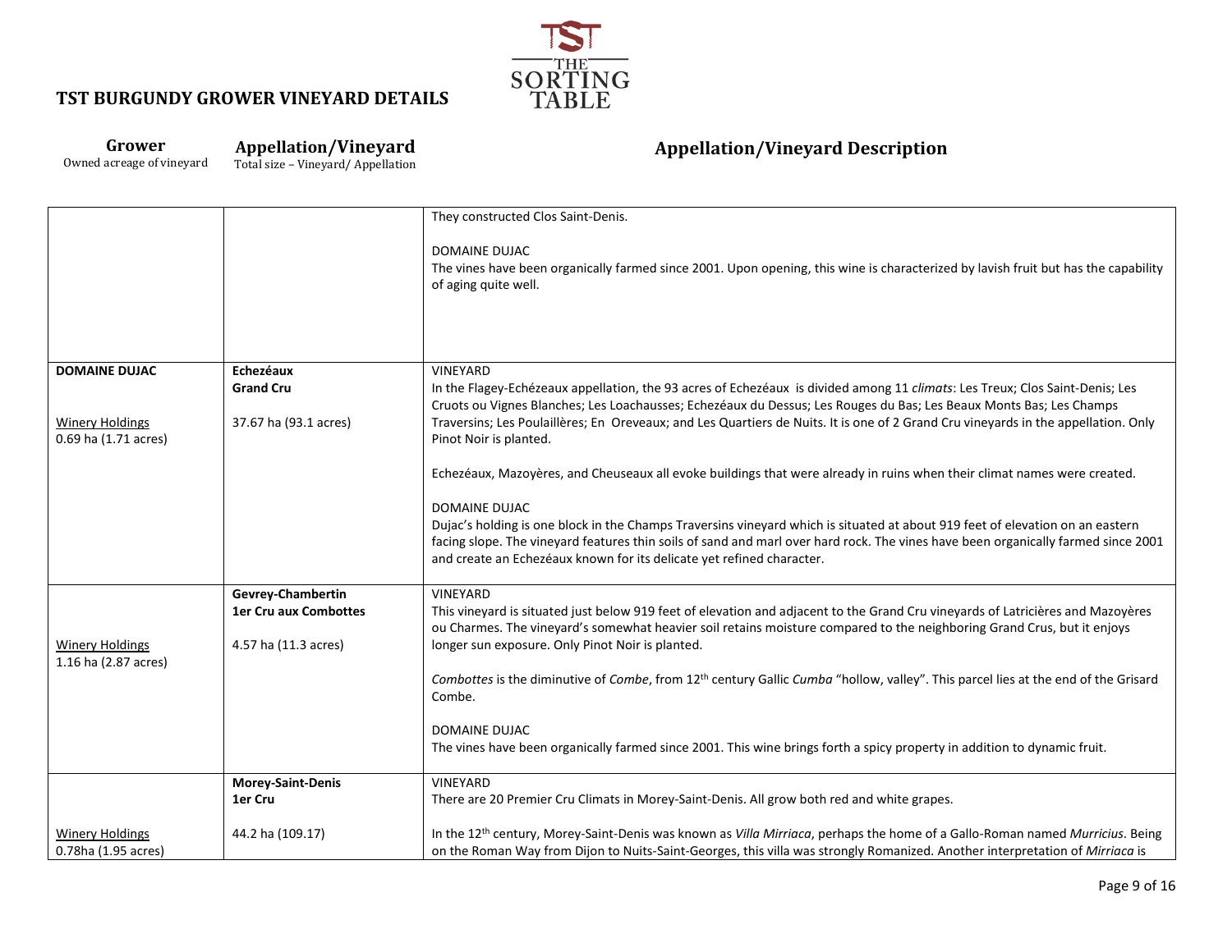# TST BURGUNDY GROWER VINEYARD DETAILS

| Grower<br>Owned acreage of vineyard | Appellation/Vineyard<br>Total size – Vineyard/ Appellation | Appellation/Vineyard Description |
|---|---|---|
| | | They constructed Clos Saint-Denis.<br><br>DOMAINE DUJAC<br>The vines have been organically farmed since 2001. Upon opening, this wine is characterized by lavish fruit but has the capability of aging quite well. |
| **DOMAINE DUJAC**<br><br>Winery Holdings<br>0.69 ha (1.71 acres) | **Echezéaux**<br>**Grand Cru**<br><br>37.67 ha (93.1 acres) | VINEYARD<br>In the Flagey-Echézeaux appellation, the 93 acres of Echezéaux is divided among 11 *climats*: Les Treux; Clos Saint-Denis; Les Cruots ou Vignes Blanches; Les Loachausses; Echezéaux du Dessus; Les Rouges du Bas; Les Beaux Monts Bas; Les Champs Traversins; Les Poulaillères; En Oreveaux; and Les Quartiers de Nuits. It is one of 2 Grand Cru vineyards in the appellation. Only Pinot Noir is planted.<br><br>Echezéaux, Mazoyères, and Cheuseaux all evoke buildings that were already in ruins when their climat names were created.<br><br>DOMAINE DUJAC<br>Dujac's holding is one block in the Champs Traversins vineyard which is situated at about 919 feet of elevation on an eastern facing slope. The vineyard features thin soils of sand and marl over hard rock. The vines have been organically farmed since 2001 and create an Echezéaux known for its delicate yet refined character. |
| Winery Holdings<br>1.16 ha (2.87 acres) | **Gevrey-Chambertin**<br>**1er Cru aux Combottes**<br><br>4.57 ha (11.3 acres) | VINEYARD<br>This vineyard is situated just below 919 feet of elevation and adjacent to the Grand Cru vineyards of Latricières and Mazoyères ou Charmes. The vineyard's somewhat heavier soil retains moisture compared to the neighboring Grand Crus, but it enjoys longer sun exposure. Only Pinot Noir is planted.<br><br>*Combottes* is the diminutive of *Combe*, from 12th century Gallic *Cumba* "hollow, valley". This parcel lies at the end of the Grisard Combe.<br><br>DOMAINE DUJAC<br>The vines have been organically farmed since 2001. This wine brings forth a spicy property in addition to dynamic fruit. |
| Winery Holdings<br>0.78ha (1.95 acres) | **Morey-Saint-Denis**<br>**1er Cru**<br><br>44.2 ha (109.17) | VINEYARD<br>There are 20 Premier Cru Climats in Morey-Saint-Denis. All grow both red and white grapes.<br><br>In the 12th century, Morey-Saint-Denis was known as *Villa Mirriaca*, perhaps the home of a Gallo-Roman named *Murricius*. Being on the Roman Way from Dijon to Nuits-Saint-Georges, this villa was strongly Romanized. Another interpretation of *Mirriaca* is |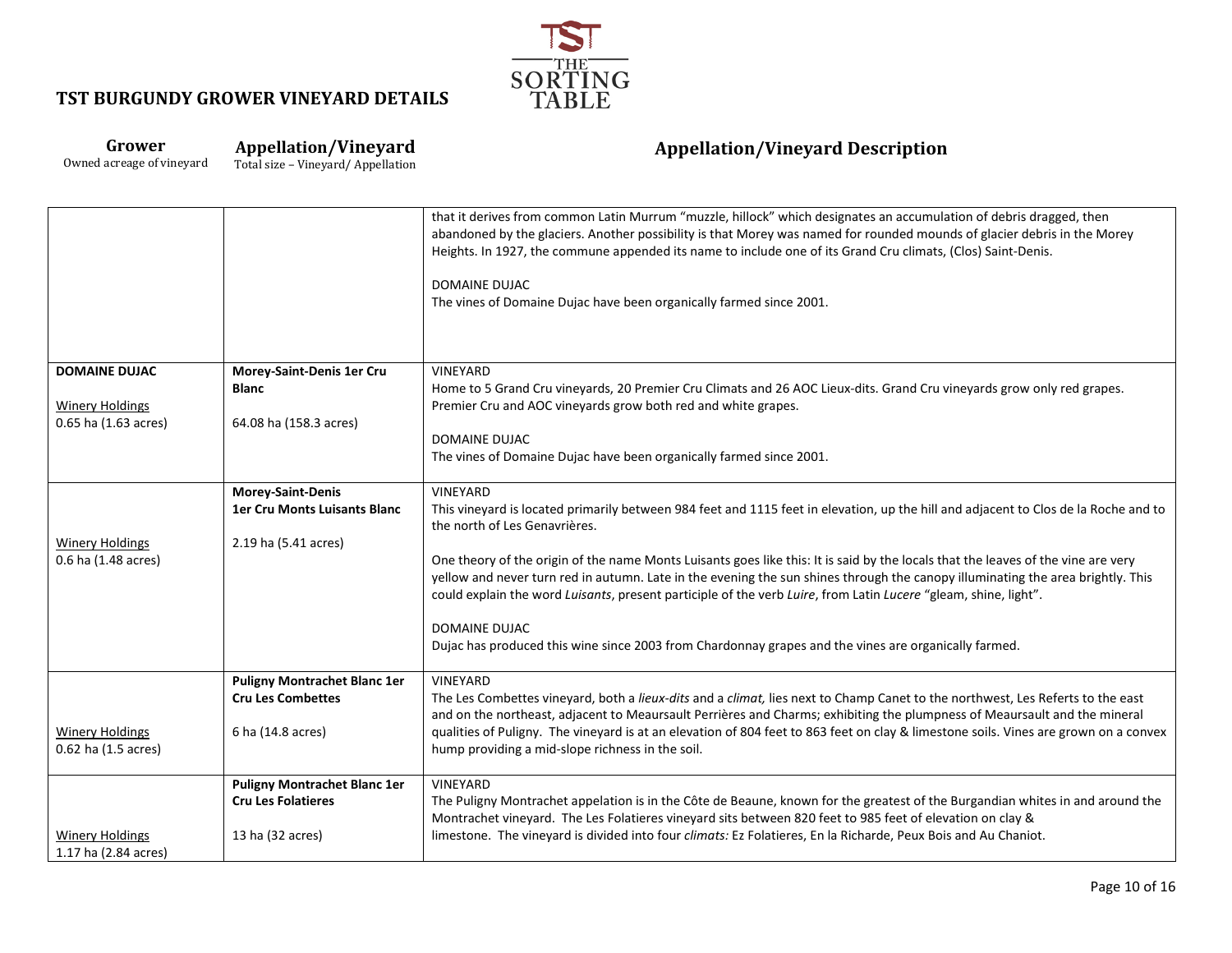# TST BURGUNDY GROWER VINEYARD DETAILS

| **Grower**<br>Owned acreage of vineyard | **Appellation/Vineyard**<br>Total size – Vineyard/ Appellation | **Appellation/Vineyard Description** |
|---|---|---|
| | | that it derives from common Latin Murrum "muzzle, hillock" which designates an accumulation of debris dragged, then abandoned by the glaciers. Another possibility is that Morey was named for rounded mounds of glacier debris in the Morey Heights. In 1927, the commune appended its name to include one of its Grand Cru climats, (Clos) Saint-Denis.<br><br>DOMAINE DUJAC<br>The vines of Domaine Dujac have been organically farmed since 2001. |
| **DOMAINE DUJAC**<br><br>Winery Holdings<br>0.65 ha (1.63 acres) | **Morey-Saint-Denis 1er Cru Blanc**<br><br>64.08 ha (158.3 acres) | VINEYARD<br>Home to 5 Grand Cru vineyards, 20 Premier Cru Climats and 26 AOC Lieux-dits. Grand Cru vineyards grow only red grapes. Premier Cru and AOC vineyards grow both red and white grapes.<br><br>DOMAINE DUJAC<br>The vines of Domaine Dujac have been organically farmed since 2001. |
| Winery Holdings<br>0.6 ha (1.48 acres) | **Morey-Saint-Denis 1er Cru Monts Luisants Blanc**<br><br>2.19 ha (5.41 acres) | VINEYARD<br>This vineyard is located primarily between 984 feet and 1115 feet in elevation, up the hill and adjacent to Clos de la Roche and to the north of Les Genavrières.<br><br>One theory of the origin of the name Monts Luisants goes like this: It is said by the locals that the leaves of the vine are very yellow and never turn red in autumn. Late in the evening the sun shines through the canopy illuminating the area brightly. This could explain the word *Luisants*, present participle of the verb *Luire*, from Latin *Lucere* "gleam, shine, light".<br><br>DOMAINE DUJAC<br>Dujac has produced this wine since 2003 from Chardonnay grapes and the vines are organically farmed. |
| Winery Holdings<br>0.62 ha (1.5 acres) | **Puligny Montrachet Blanc 1er Cru Les Combettes**<br><br>6 ha (14.8 acres) | VINEYARD<br>The Les Combettes vineyard, both a *lieux-dits* and a *climat,* lies next to Champ Canet to the northwest, Les Referts to the east and on the northeast, adjacent to Meaursault Perrières and Charms; exhibiting the plumpness of Meaursault and the mineral qualities of Puligny. The vineyard is at an elevation of 804 feet to 863 feet on clay & limestone soils. Vines are grown on a convex hump providing a mid-slope richness in the soil. |
| Winery Holdings<br>1.17 ha (2.84 acres) | **Puligny Montrachet Blanc 1er Cru Les Folatieres**<br><br>13 ha (32 acres) | VINEYARD<br>The Puligny Montrachet appelation is in the Côte de Beaune, known for the greatest of the Burgandian whites in and around the Montrachet vineyard. The Les Folatieres vineyard sits between 820 feet to 985 feet of elevation on clay & limestone. The vineyard is divided into four *climats:* Ez Folatieres, En la Richarde, Peux Bois and Au Chaniot. |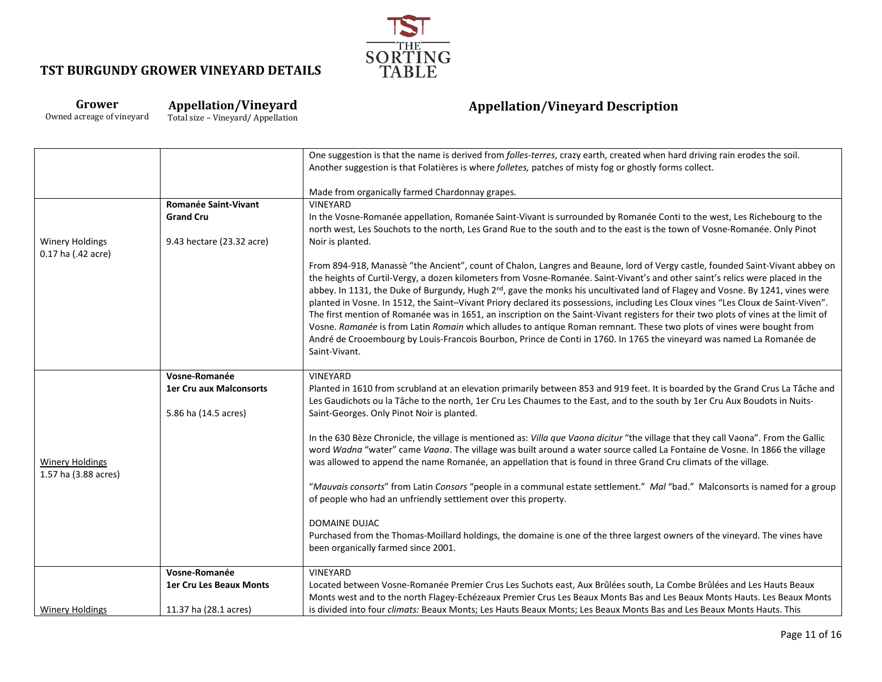## TST BURGUNDY GROWER VINEYARD DETAILS

| Grower<br>Owned acreage of vineyard | Appellation/Vineyard<br>Total size – Vineyard/ Appellation | Appellation/Vineyard Description |
|---|---|---|
| | | One suggestion is that the name is derived from *folles-terres*, crazy earth, created when hard driving rain erodes the soil. Another suggestion is that Folatières is where *folletes,* patches of misty fog or ghostly forms collect.<br><br>Made from organically farmed Chardonnay grapes. |
| Winery Holdings<br>0.17 ha (.42 acre) | **Romanée Saint-Vivant Grand Cru**<br><br>9.43 hectare (23.32 acre) | VINEYARD<br>In the Vosne-Romanée appellation, Romanée Saint-Vivant is surrounded by Romanée Conti to the west, Les Richebourg to the north west, Les Souchots to the north, Les Grand Rue to the south and to the east is the town of Vosne-Romanée. Only Pinot Noir is planted.<br><br>From 894-918, Manassè "the Ancient", count of Chalon, Langres and Beaune, lord of Vergy castle, founded Saint-Vivant abbey on the heights of Curtil-Vergy, a dozen kilometers from Vosne-Romanée. Saint-Vivant's and other saint's relics were placed in the abbey. In 1131, the Duke of Burgundy, Hugh 2nd, gave the monks his uncultivated land of Flagey and Vosne. By 1241, vines were planted in Vosne. In 1512, the Saint–Vivant Priory declared its possessions, including Les Cloux vines "Les Cloux de Saint-Viven". The first mention of Romanée was in 1651, an inscription on the Saint-Vivant registers for their two plots of vines at the limit of Vosne. *Romanée* is from Latin *Romain* which alludes to antique Roman remnant. These two plots of vines were bought from André de Crooembourg by Louis-Francois Bourbon, Prince de Conti in 1760. In 1765 the vineyard was named La Romanée de Saint-Vivant. |
| Winery Holdings<br>1.57 ha (3.88 acres) | **Vosne-Romanée 1er Cru aux Malconsorts**<br><br>5.86 ha (14.5 acres) | VINEYARD<br>Planted in 1610 from scrubland at an elevation primarily between 853 and 919 feet. It is boarded by the Grand Crus La Tâche and Les Gaudichots ou la Tâche to the north, 1er Cru Les Chaumes to the East, and to the south by 1er Cru Aux Boudots in Nuits-Saint-Georges. Only Pinot Noir is planted.<br><br>In the 630 Bèze Chronicle, the village is mentioned as: *Villa que Vaona dicitur* "the village that they call Vaona". From the Gallic word *Wadna* "water" came *Vaona*. The village was built around a water source called La Fontaine de Vosne. In 1866 the village was allowed to append the name Romanée, an appellation that is found in three Grand Cru climats of the village.<br><br>"*Mauvais consorts*" from Latin *Consors* "people in a communal estate settlement." *Mal* "bad." Malconsorts is named for a group of people who had an unfriendly settlement over this property.<br><br>DOMAINE DUJAC<br>Purchased from the Thomas-Moillard holdings, the domaine is one of the three largest owners of the vineyard. The vines have been organically farmed since 2001. |
| Winery Holdings | **Vosne-Romanée 1er Cru Les Beaux Monts**<br><br>11.37 ha (28.1 acres) | VINEYARD<br>Located between Vosne-Romanée Premier Crus Les Suchots east, Aux Brûlées south, La Combe Brûlées and Les Hauts Beaux Monts west and to the north Flagey-Echézeaux Premier Crus Les Beaux Monts Bas and Les Beaux Monts Hauts. Les Beaux Monts is divided into four *climats:* Beaux Monts; Les Hauts Beaux Monts; Les Beaux Monts Bas and Les Beaux Monts Hauts. This |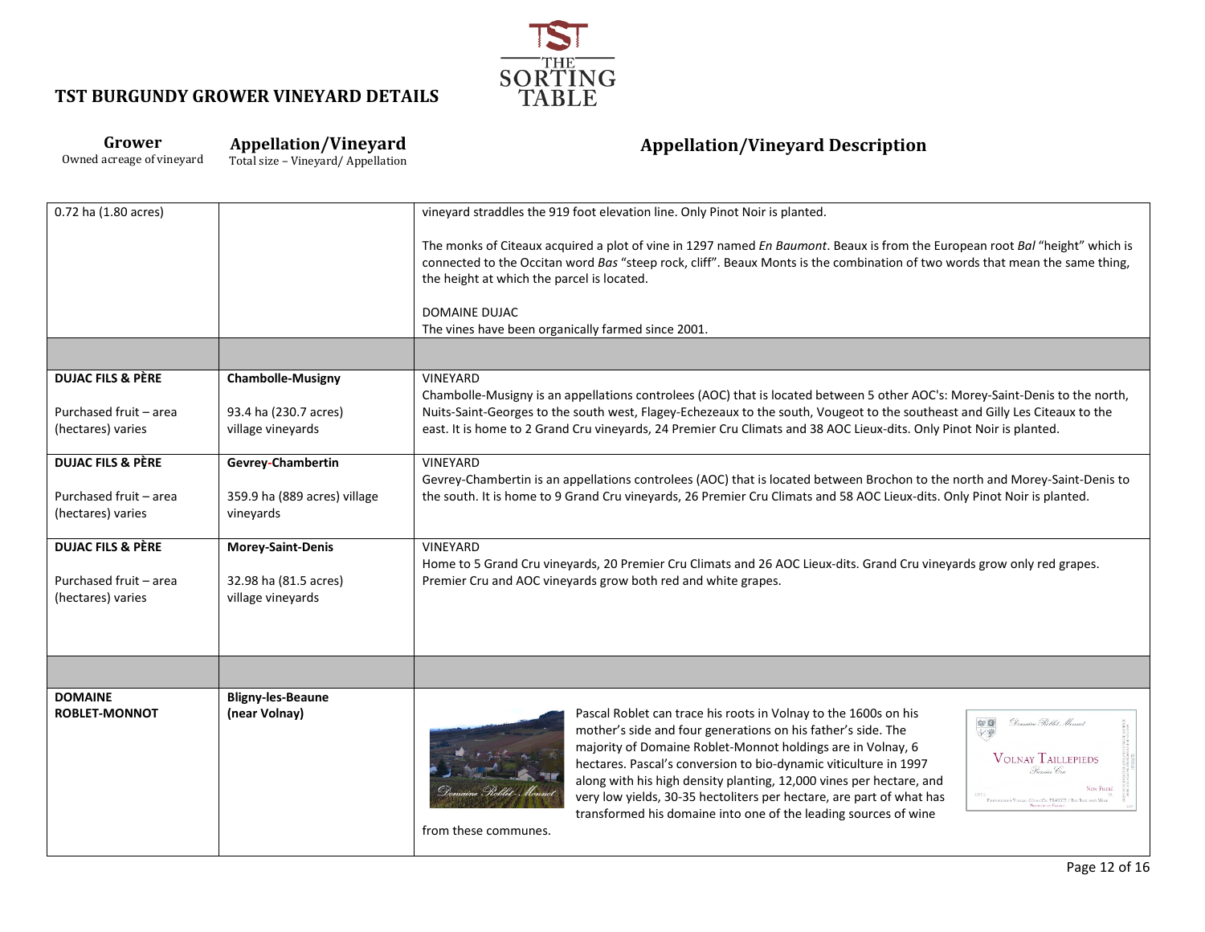# TST BURGUNDY GROWER VINEYARD DETAILS

| Grower<br>Owned acreage of vineyard | Appellation/Vineyard<br>Total size – Vineyard/ Appellation | Appellation/Vineyard Description |
|---|---|---|
| 0.72 ha (1.80 acres) | | vineyard straddles the 919 foot elevation line. Only Pinot Noir is planted.<br><br>The monks of Citeaux acquired a plot of vine in 1297 named *En Baumont*. Beaux is from the European root *Bal* "height" which is connected to the Occitan word *Bas* "steep rock, cliff". Beaux Monts is the combination of two words that mean the same thing, the height at which the parcel is located.<br><br>DOMAINE DUJAC<br>The vines have been organically farmed since 2001. |
| | | |
| **DUJAC FILS & PÈRE**<br><br>Purchased fruit – area (hectares) varies | **Chambolle-Musigny**<br><br>93.4 ha (230.7 acres) village vineyards | VINEYARD<br>Chambolle-Musigny is an appellations controlees (AOC) that is located between 5 other AOC's: Morey-Saint-Denis to the north, Nuits-Saint-Georges to the south west, Flagey-Echezeaux to the south, Vougeot to the southeast and Gilly Les Citeaux to the east. It is home to 2 Grand Cru vineyards, 24 Premier Cru Climats and 38 AOC Lieux-dits. Only Pinot Noir is planted. |
| **DUJAC FILS & PÈRE**<br><br>Purchased fruit – area (hectares) varies | **Gevrey-Chambertin**<br><br>359.9 ha (889 acres) village vineyards | VINEYARD<br>Gevrey-Chambertin is an appellations controlees (AOC) that is located between Brochon to the north and Morey-Saint-Denis to the south. It is home to 9 Grand Cru vineyards, 26 Premier Cru Climats and 58 AOC Lieux-dits. Only Pinot Noir is planted. |
| **DUJAC FILS & PÈRE**<br><br>Purchased fruit – area (hectares) varies | **Morey-Saint-Denis**<br><br>32.98 ha (81.5 acres) village vineyards | VINEYARD<br>Home to 5 Grand Cru vineyards, 20 Premier Cru Climats and 26 AOC Lieux-dits. Grand Cru vineyards grow only red grapes. Premier Cru and AOC vineyards grow both red and white grapes. |
| | | |
| **DOMAINE ROBLET-MONNOT** | **Bligny-les-Beaune (near Volnay)** | Pascal Roblet can trace his roots in Volnay to the 1600s on his mother's side and four generations on his father's side. The majority of Domaine Roblet-Monnot holdings are in Volnay, 6 hectares. Pascal's conversion to bio-dynamic viticulture in 1997 along with his high density planting, 12,000 vines per hectare, and very low yields, 30-35 hectoliters per hectare, are part of what has transformed his domaine into one of the leading sources of wine from these communes. |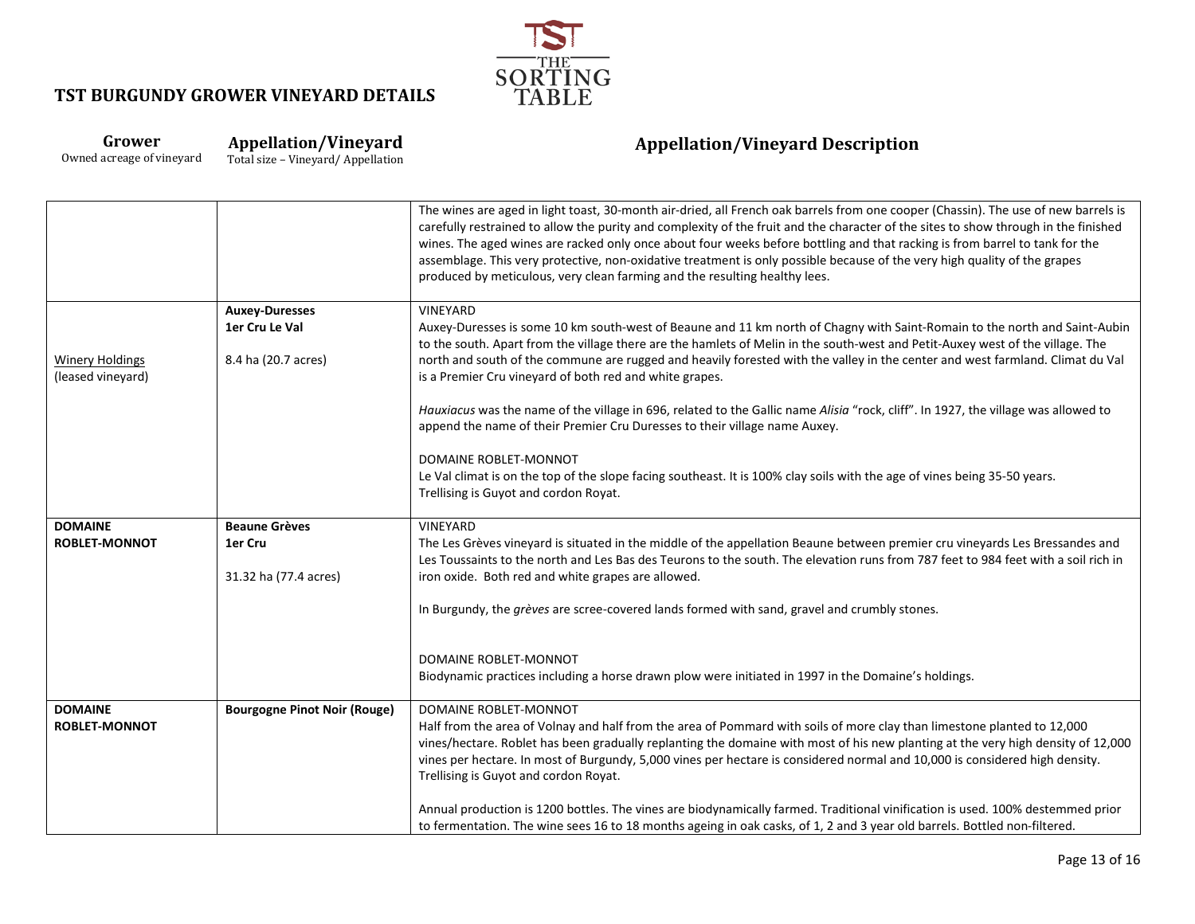## TST BURGUNDY GROWER VINEYARD DETAILS

| Grower<br>Owned acreage of vineyard | Appellation/Vineyard<br>Total size – Vineyard/ Appellation | Appellation/Vineyard Description |
|---|---|---|
| | | The wines are aged in light toast, 30-month air-dried, all French oak barrels from one cooper (Chassin). The use of new barrels is carefully restrained to allow the purity and complexity of the fruit and the character of the sites to show through in the finished wines. The aged wines are racked only once about four weeks before bottling and that racking is from barrel to tank for the assemblage. This very protective, non-oxidative treatment is only possible because of the very high quality of the grapes produced by meticulous, very clean farming and the resulting healthy lees. |
| Winery Holdings<br>(leased vineyard) | **Auxey-Duresses**<br>**1er Cru Le Val**<br><br>8.4 ha (20.7 acres) | VINEYARD<br>Auxey-Duresses is some 10 km south-west of Beaune and 11 km north of Chagny with Saint-Romain to the north and Saint-Aubin to the south. Apart from the village there are the hamlets of Melin in the south-west and Petit-Auxey west of the village. The north and south of the commune are rugged and heavily forested with the valley in the center and west farmland. Climat du Val is a Premier Cru vineyard of both red and white grapes.<br><br>*Hauxiacus* was the name of the village in 696, related to the Gallic name *Alisia* "rock, cliff". In 1927, the village was allowed to append the name of their Premier Cru Duresses to their village name Auxey.<br><br>DOMAINE ROBLET-MONNOT<br>Le Val climat is on the top of the slope facing southeast. It is 100% clay soils with the age of vines being 35-50 years. Trellising is Guyot and cordon Royat. |
| **DOMAINE ROBLET-MONNOT** | **Beaune Grèves**<br>**1er Cru**<br><br>31.32 ha (77.4 acres) | VINEYARD<br>The Les Grèves vineyard is situated in the middle of the appellation Beaune between premier cru vineyards Les Bressandes and Les Toussaints to the north and Les Bas des Teurons to the south. The elevation runs from 787 feet to 984 feet with a soil rich in iron oxide. Both red and white grapes are allowed.<br><br>In Burgundy, the *grèves* are scree-covered lands formed with sand, gravel and crumbly stones.<br><br>DOMAINE ROBLET-MONNOT<br>Biodynamic practices including a horse drawn plow were initiated in 1997 in the Domaine's holdings. |
| **DOMAINE ROBLET-MONNOT** | **Bourgogne Pinot Noir (Rouge)** | DOMAINE ROBLET-MONNOT<br>Half from the area of Volnay and half from the area of Pommard with soils of more clay than limestone planted to 12,000 vines/hectare. Roblet has been gradually replanting the domaine with most of his new planting at the very high density of 12,000 vines per hectare. In most of Burgundy, 5,000 vines per hectare is considered normal and 10,000 is considered high density. Trellising is Guyot and cordon Royat.<br><br>Annual production is 1200 bottles. The vines are biodynamically farmed. Traditional vinification is used. 100% destemmed prior to fermentation. The wine sees 16 to 18 months ageing in oak casks, of 1, 2 and 3 year old barrels. Bottled non-filtered. |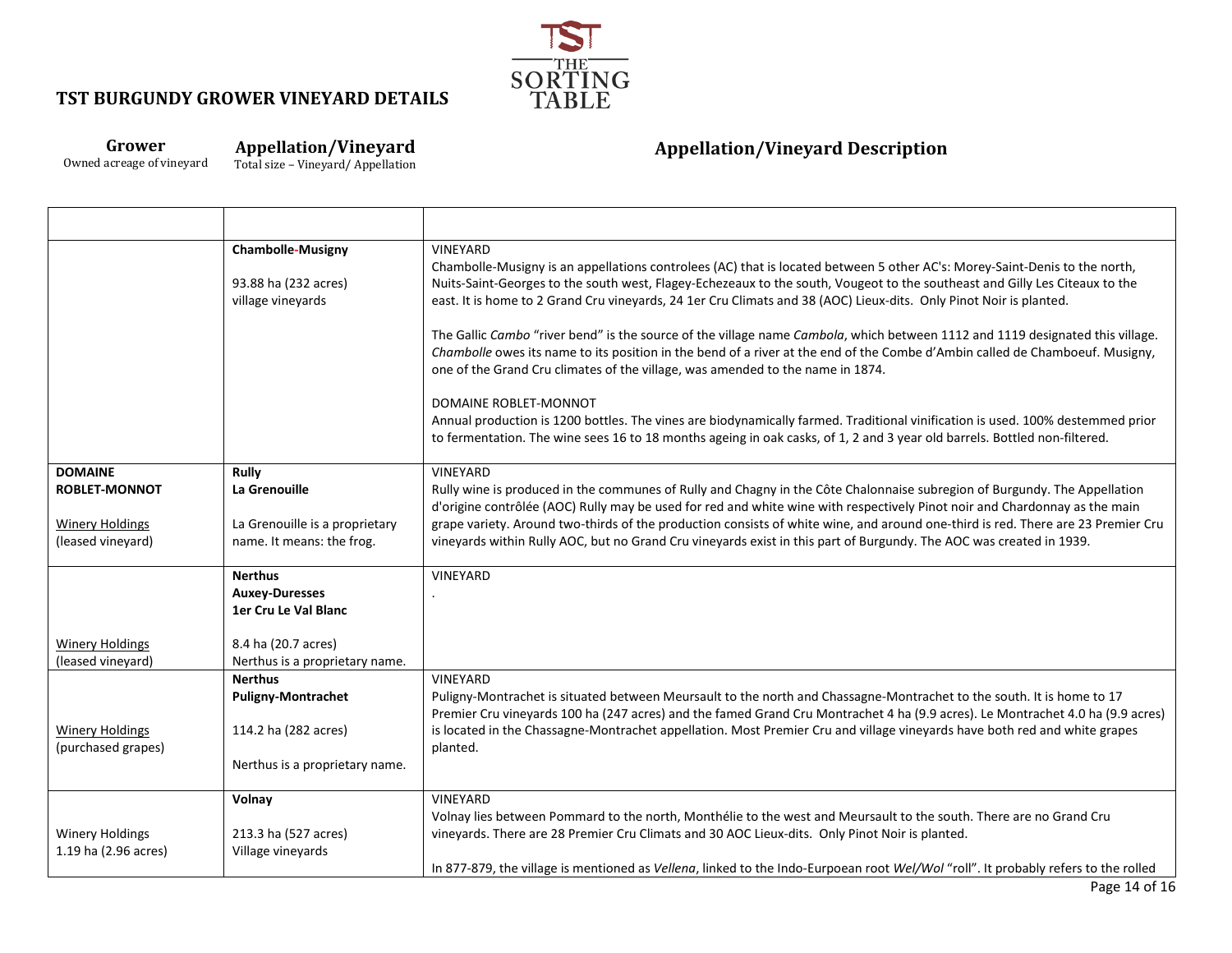# TST BURGUNDY GROWER VINEYARD DETAILS

| **Grower**<br>Owned acreage of vineyard | **Appellation/Vineyard**<br>Total size – Vineyard/ Appellation | **Appellation/Vineyard Description** |
|---|---|---|
| | | |
| | **Chambolle-Musigny**<br><br>93.88 ha (232 acres)<br>village vineyards | VINEYARD<br>Chambolle-Musigny is an appellations controlees (AC) that is located between 5 other AC's: Morey-Saint-Denis to the north, Nuits-Saint-Georges to the south west, Flagey-Echezeaux to the south, Vougeot to the southeast and Gilly Les Citeaux to the east. It is home to 2 Grand Cru vineyards, 24 1er Cru Climats and 38 (AOC) Lieux-dits. Only Pinot Noir is planted.<br><br>The Gallic *Cambo* "river bend" is the source of the village name *Cambola*, which between 1112 and 1119 designated this village. *Chambolle* owes its name to its position in the bend of a river at the end of the Combe d'Ambin called de Chamboeuf. Musigny, one of the Grand Cru climates of the village, was amended to the name in 1874.<br><br>DOMAINE ROBLET-MONNOT<br>Annual production is 1200 bottles. The vines are biodynamically farmed. Traditional vinification is used. 100% destemmed prior to fermentation. The wine sees 16 to 18 months ageing in oak casks, of 1, 2 and 3 year old barrels. Bottled non-filtered. |
| **DOMAINE ROBLET-MONNOT**<br><br>Winery Holdings<br>(leased vineyard) | **Rully**<br>**La Grenouille**<br><br>La Grenouille is a proprietary name. It means: the frog. | VINEYARD<br>Rully wine is produced in the communes of Rully and Chagny in the Côte Chalonnaise subregion of Burgundy. The Appellation d'origine contrôlée (AOC) Rully may be used for red and white wine with respectively Pinot noir and Chardonnay as the main grape variety. Around two-thirds of the production consists of white wine, and around one-third is red. There are 23 Premier Cru vineyards within Rully AOC, but no Grand Cru vineyards exist in this part of Burgundy. The AOC was created in 1939. |
| Winery Holdings<br>(leased vineyard) | **Nerthus**<br>**Auxey-Duresses**<br>**1er Cru Le Val Blanc**<br><br>8.4 ha (20.7 acres)<br>Nerthus is a proprietary name. | VINEYARD<br>. |
| Winery Holdings<br>(purchased grapes) | **Nerthus**<br>**Puligny-Montrachet**<br><br>114.2 ha (282 acres)<br><br>Nerthus is a proprietary name. | VINEYARD<br>Puligny-Montrachet is situated between Meursault to the north and Chassagne-Montrachet to the south. It is home to 17 Premier Cru vineyards 100 ha (247 acres) and the famed Grand Cru Montrachet 4 ha (9.9 acres). Le Montrachet 4.0 ha (9.9 acres) is located in the Chassagne-Montrachet appellation. Most Premier Cru and village vineyards have both red and white grapes planted. |
| Winery Holdings<br>1.19 ha (2.96 acres) | **Volnay**<br><br>213.3 ha (527 acres)<br>Village vineyards | VINEYARD<br>Volnay lies between Pommard to the north, Monthélie to the west and Meursault to the south. There are no Grand Cru vineyards. There are 28 Premier Cru Climats and 30 AOC Lieux-dits. Only Pinot Noir is planted.<br><br>In 877-879, the village is mentioned as *Vellena*, linked to the Indo-Eurpoean root *Wel/Wol* "roll". It probably refers to the rolled |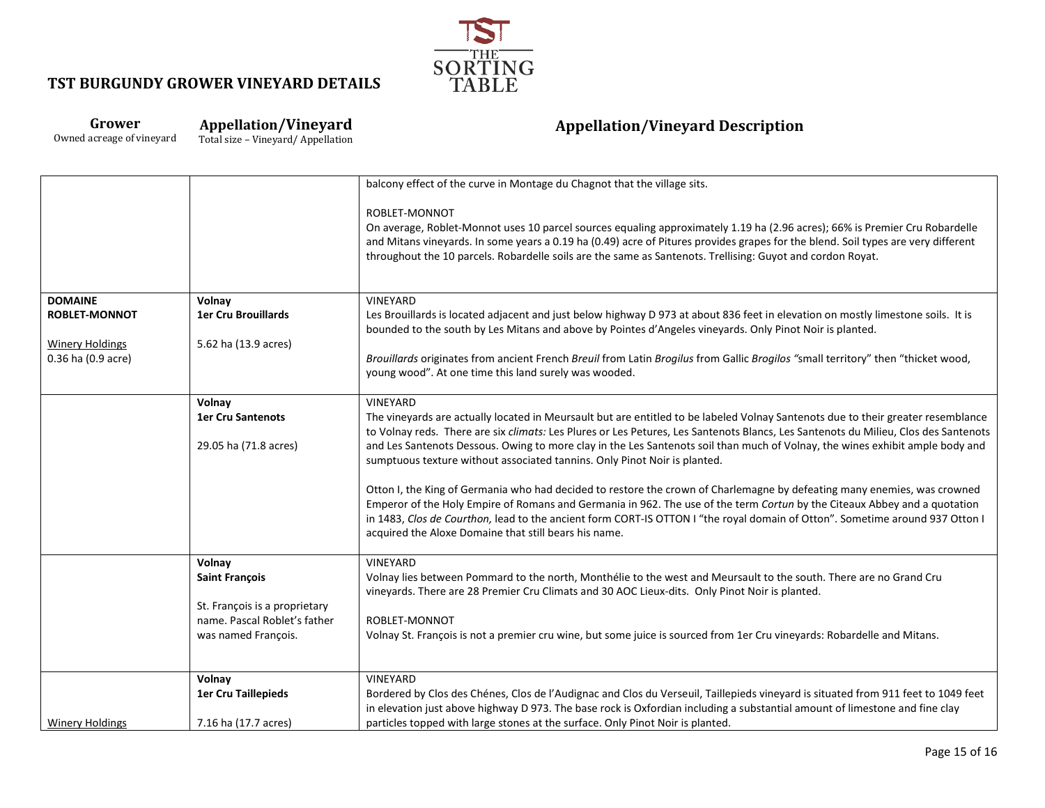## TST BURGUNDY GROWER VINEYARD DETAILS

| Grower<br>Owned acreage of vineyard | Appellation/Vineyard<br>Total size – Vineyard/ Appellation | Appellation/Vineyard Description |
|---|---|---|
| | | balcony effect of the curve in Montage du Chagnot that the village sits.<br><br>ROBLET-MONNOT<br>On average, Roblet-Monnot uses 10 parcel sources equaling approximately 1.19 ha (2.96 acres); 66% is Premier Cru Robardelle and Mitans vineyards. In some years a 0.19 ha (0.49) acre of Pitures provides grapes for the blend. Soil types are very different throughout the 10 parcels. Robardelle soils are the same as Santenots. Trellising: Guyot and cordon Royat. |
| **DOMAINE ROBLET-MONNOT**<br><br><u>Winery Holdings</u><br>0.36 ha (0.9 acre) | **Volnay**<br>**1er Cru Brouillards**<br><br>5.62 ha (13.9 acres) | VINEYARD<br>Les Brouillards is located adjacent and just below highway D 973 at about 836 feet in elevation on mostly limestone soils. It is bounded to the south by Les Mitans and above by Pointes d'Angeles vineyards. Only Pinot Noir is planted.<br><br>*Brouillards* originates from ancient French *Breuil* from Latin *Brogilus* from Gallic *Brogilos "*small territory" then "thicket wood, young wood". At one time this land surely was wooded. |
| | **Volnay**<br>**1er Cru Santenots**<br><br>29.05 ha (71.8 acres) | VINEYARD<br>The vineyards are actually located in Meursault but are entitled to be labeled Volnay Santenots due to their greater resemblance to Volnay reds. There are six *climats:* Les Plures or Les Petures, Les Santenots Blancs, Les Santenots du Milieu, Clos des Santenots and Les Santenots Dessous. Owing to more clay in the Les Santenots soil than much of Volnay, the wines exhibit ample body and sumptuous texture without associated tannins. Only Pinot Noir is planted.<br><br>Otton I, the King of Germania who had decided to restore the crown of Charlemagne by defeating many enemies, was crowned Emperor of the Holy Empire of Romans and Germania in 962. The use of the term *Cortun* by the Citeaux Abbey and a quotation in 1483, *Clos de Courthon,* lead to the ancient form CORT-IS OTTON I "the royal domain of Otton". Sometime around 937 Otton I acquired the Aloxe Domaine that still bears his name. |
| | **Volnay**<br>**Saint François**<br><br>St. François is a proprietary name. Pascal Roblet's father was named François. | VINEYARD<br>Volnay lies between Pommard to the north, Monthélie to the west and Meursault to the south. There are no Grand Cru vineyards. There are 28 Premier Cru Climats and 30 AOC Lieux-dits. Only Pinot Noir is planted.<br><br>ROBLET-MONNOT<br>Volnay St. François is not a premier cru wine, but some juice is sourced from 1er Cru vineyards: Robardelle and Mitans. |
| <u>Winery Holdings</u> | **Volnay**<br>**1er Cru Taillepieds**<br><br>7.16 ha (17.7 acres) | VINEYARD<br>Bordered by Clos des Chénes, Clos de l'Audignac and Clos du Verseuil, Taillepieds vineyard is situated from 911 feet to 1049 feet in elevation just above highway D 973. The base rock is Oxfordian including a substantial amount of limestone and fine clay particles topped with large stones at the surface. Only Pinot Noir is planted. |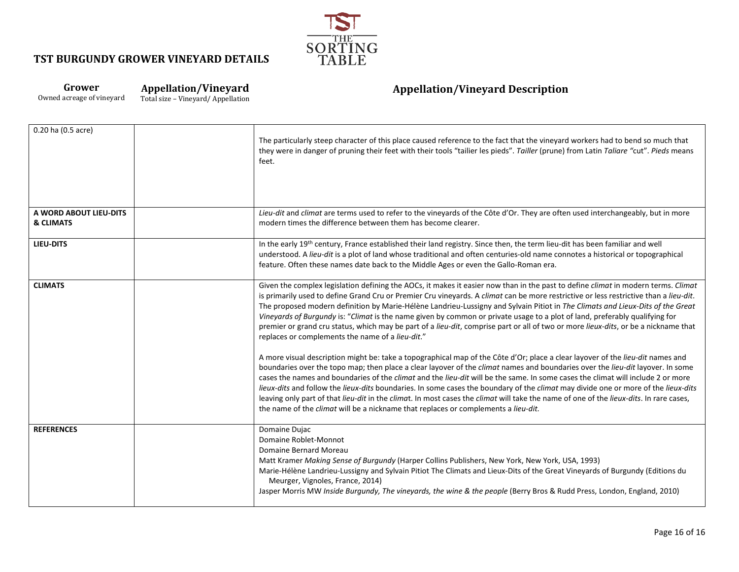# TST BURGUNDY GROWER VINEYARD DETAILS

| **Grower**<br>Owned acreage of vineyard | **Appellation/Vineyard**<br>Total size – Vineyard/ Appellation | **Appellation/Vineyard Description** |
|---|---|---|
| 0.20 ha (0.5 acre) | | The particularly steep character of this place caused reference to the fact that the vineyard workers had to bend so much that they were in danger of pruning their feet with their tools “tailier les pieds”. *Tailler* (prune) from Latin *Taliare* “cut”. *Pieds* means feet. |
| **A WORD ABOUT LIEU-DITS & CLIMATS** | | *Lieu-dit* and *climat* are terms used to refer to the vineyards of the Côte d’Or. They are often used interchangeably, but in more modern times the difference between them has become clearer. |
| **LIEU-DITS** | | In the early 19th century, France established their land registry. Since then, the term lieu-dit has been familiar and well understood. A *lieu-dit* is a plot of land whose traditional and often centuries-old name connotes a historical or topographical feature. Often these names date back to the Middle Ages or even the Gallo-Roman era. |
| **CLIMATS** | | Given the complex legislation defining the AOCs, it makes it easier now than in the past to define *climat* in modern terms. *Climat* is primarily used to define Grand Cru or Premier Cru vineyards. A *climat* can be more restrictive or less restrictive than a *lieu-dit*. The proposed modern definition by Marie-Hélène Landrieu-Lussigny and Sylvain Pitiot in *The Climats and Lieux-Dits of the Great Vineyards of Burgundy* is: “*Climat* is the name given by common or private usage to a plot of land, preferably qualifying for premier or grand cru status, which may be part of a *lieu-dit*, comprise part or all of two or more *lieux-dits*, or be a nickname that replaces or complements the name of a *lieu-dit*.”<br><br>A more visual description might be: take a topographical map of the Côte d’Or; place a clear layover of the *lieu-dit* names and boundaries over the topo map; then place a clear layover of the *climat* names and boundaries over the *lieu-dit* layover. In some cases the names and boundaries of the *climat* and the *lieu-dit* will be the same. In some cases the climat will include 2 or more *lieux-dits* and follow the *lieux-dits* boundaries. In some cases the boundary of the *climat* may divide one or more of the *lieux-dits* leaving only part of that *lieu-dit* in the *climat*. In most cases the *climat* will take the name of one of the *lieux-dits*. In rare cases, the name of the *climat* will be a nickname that replaces or complements a *lieu-dit.* |
| **REFERENCES** | | Domaine Dujac<br>Domaine Roblet-Monnot<br>Domaine Bernard Moreau<br>Matt Kramer *Making Sense of Burgundy* (Harper Collins Publishers, New York, New York, USA, 1993)<br>Marie-Hélène Landrieu-Lussigny and Sylvain Pitiot The Climats and Lieux-Dits of the Great Vineyards of Burgundy (Editions du Meurger, Vignoles, France, 2014)<br>Jasper Morris MW *Inside Burgundy, The vineyards, the wine & the people* (Berry Bros & Rudd Press, London, England, 2010) |